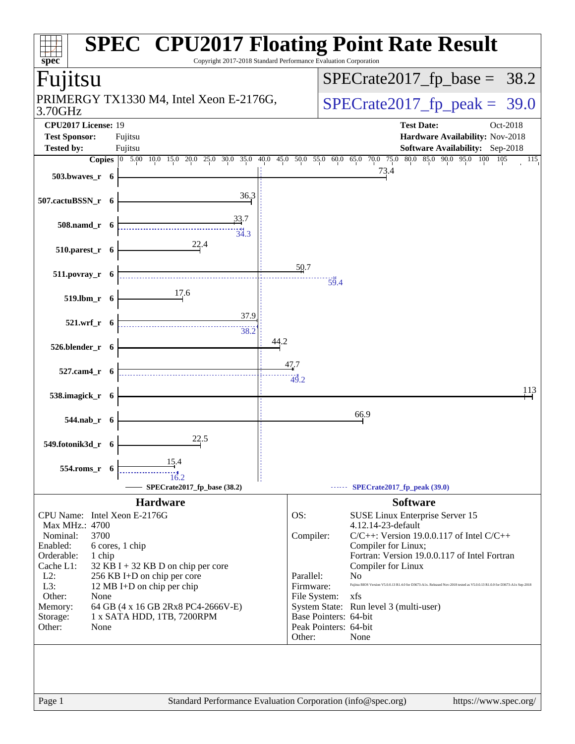# SPEC CPU2017 Floating Point Rate Result

Copyright 2017-2018 Standard Performance Evaluation Corporation

## Fujitsu

PRIMERGY TX1330 M4, Intel Xeon E-2176G, 3.70GHz

SPECrate2017_fp_base = 38.2

SPECrate2017_fp_peak = 39.0

**CPU2017 License:** 19
**Test Sponsor:** Fujitsu
**Tested by:** Fujitsu

**Test Date:** Oct-2018
**Hardware Availability:** Nov-2018
**Software Availability:** Sep-2018

| Benchmark | Copies | Base | Peak |
|---|---|---|---|
| 503.bwaves_r | 6 | 73.4 | |
| 507.cactuBSSN_r | 6 | 36.3 | |
| 508.namd_r | 6 | 33.7 | 34.3 |
| 510.parest_r | 6 | 22.4 | |
| 511.povray_r | 6 | 50.7 | 59.4 |
| 519.lbm_r | 6 | 17.6 | |
| 521.wrf_r | 6 | 37.9 | 38.2 |
| 526.blender_r | 6 | 44.2 | |
| 527.cam4_r | 6 | 47.7 | 49.2 |
| 538.imagick_r | 6 | 113 | |
| 544.nab_r | 6 | 66.9 | |
| 549.fotonik3d_r | 6 | 22.5 | |
| 554.roms_r | 6 | 15.4 | 16.2 |

SPECrate2017_fp_base (38.2) — SPECrate2017_fp_peak (39.0)

### Hardware

| | |
|---|---|
| CPU Name: | Intel Xeon E-2176G |
| Max MHz.: | 4700 |
| Nominal: | 3700 |
| Enabled: | 6 cores, 1 chip |
| Orderable: | 1 chip |
| Cache L1: | 32 KB I + 32 KB D on chip per core |
| L2: | 256 KB I+D on chip per core |
| L3: | 12 MB I+D on chip per chip |
| Other: | None |
| Memory: | 64 GB (4 x 16 GB 2Rx8 PC4-2666V-E) |
| Storage: | 1 x SATA HDD, 1TB, 7200RPM |
| Other: | None |

### Software

| | |
|---|---|
| OS: | SUSE Linux Enterprise Server 15 4.12.14-23-default |
| Compiler: | C/C++: Version 19.0.0.117 of Intel C/C++ Compiler for Linux; Fortran: Version 19.0.0.117 of Intel Fortran Compiler for Linux |
| Parallel: | No |
| Firmware: | Fujitsu BIOS Version V5.0.0.13 R1.4.0 for D3673-A1x. Released Nov-2018 tested as V5.0.0.13 R1.0.0 for D3673-A1x Sep-2018 |
| File System: | xfs |
| System State: | Run level 3 (multi-user) |
| Base Pointers: | 64-bit |
| Peak Pointers: | 64-bit |
| Other: | None |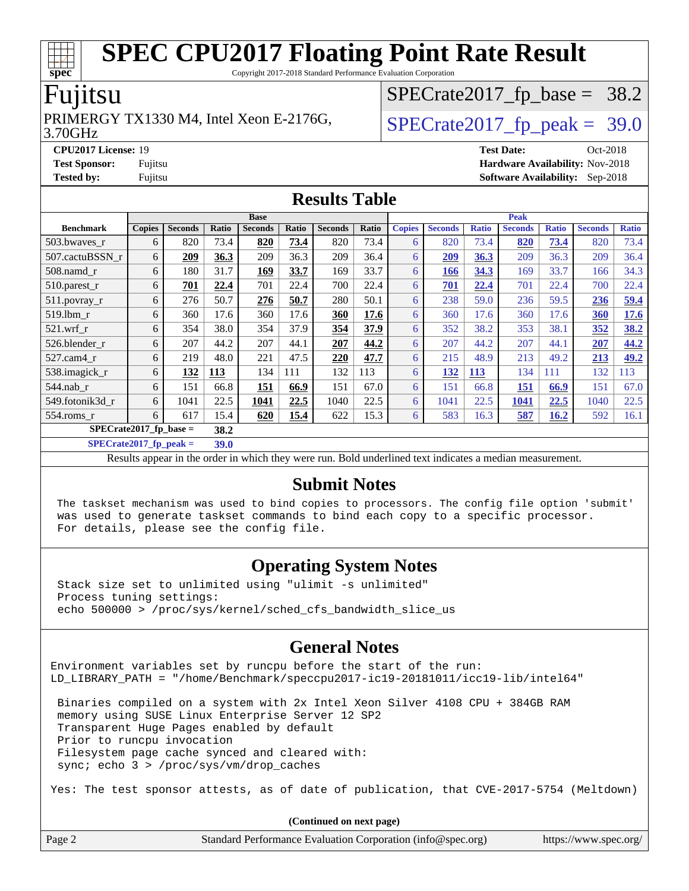# SPEC CPU2017 Floating Point Rate Result

Copyright 2017-2018 Standard Performance Evaluation Corporation

## Fujitsu

PRIMERGY TX1330 M4, Intel Xeon E-2176G, 3.70GHz

SPECrate2017_fp_base = 38.2

SPECrate2017_fp_peak = 39.0

**CPU2017 License:** 19
**Test Sponsor:** Fujitsu
**Tested by:** Fujitsu

**Test Date:** Oct-2018
**Hardware Availability:** Nov-2018
**Software Availability:** Sep-2018

## Results Table

| Benchmark | Base | | | | | | | Peak | | | | | | |
|---|---|---|---|---|---|---|---|---|---|---|---|---|---|---|
| | Copies | Seconds | Ratio | Seconds | Ratio | Seconds | Ratio | Copies | Seconds | Ratio | Seconds | Ratio | Seconds | Ratio |
| 503.bwaves_r | 6 | 820 | 73.4 | **820** | **73.4** | 820 | 73.4 | 6 | 820 | 73.4 | **820** | **73.4** | 820 | 73.4 |
| 507.cactuBSSN_r | 6 | **209** | **36.3** | 209 | 36.3 | 209 | 36.4 | 6 | **209** | **36.3** | 209 | 36.3 | 209 | 36.4 |
| 508.namd_r | 6 | 180 | 31.7 | **169** | **33.7** | 169 | 33.7 | 6 | **166** | **34.3** | 169 | 33.7 | 166 | 34.3 |
| 510.parest_r | 6 | **701** | **22.4** | 701 | 22.4 | 700 | 22.4 | 6 | **701** | **22.4** | 701 | 22.4 | 700 | 22.4 |
| 511.povray_r | 6 | 276 | 50.7 | **276** | **50.7** | 280 | 50.1 | 6 | 238 | 59.0 | 236 | 59.5 | **236** | **59.4** |
| 519.lbm_r | 6 | 360 | 17.6 | 360 | 17.6 | **360** | **17.6** | 6 | 360 | 17.6 | 360 | 17.6 | **360** | **17.6** |
| 521.wrf_r | 6 | 354 | 38.0 | 354 | 37.9 | **354** | **37.9** | 6 | 352 | 38.2 | 353 | 38.1 | **352** | **38.2** |
| 526.blender_r | 6 | 207 | 44.2 | 207 | 44.1 | **207** | **44.2** | 6 | 207 | 44.2 | 207 | 44.1 | **207** | **44.2** |
| 527.cam4_r | 6 | 219 | 48.0 | 221 | 47.5 | **220** | **47.7** | 6 | 215 | 48.9 | 213 | 49.2 | **213** | **49.2** |
| 538.imagick_r | 6 | **132** | **113** | 134 | 111 | 132 | 113 | 6 | **132** | **113** | 134 | 111 | 132 | 113 |
| 544.nab_r | 6 | 151 | 66.8 | **151** | **66.9** | 151 | 67.0 | 6 | 151 | 66.8 | **151** | **66.9** | 151 | 67.0 |
| 549.fotonik3d_r | 6 | 1041 | 22.5 | **1041** | **22.5** | 1040 | 22.5 | 6 | 1041 | 22.5 | **1041** | **22.5** | 1040 | 22.5 |
| 554.roms_r | 6 | 617 | 15.4 | **620** | **15.4** | 622 | 15.3 | 6 | 583 | 16.3 | **587** | **16.2** | 592 | 16.1 |

**SPECrate2017_fp_base = 38.2**

**SPECrate2017_fp_peak = 39.0**

Results appear in the order in which they were run. Bold underlined text indicates a median measurement.

## Submit Notes

```
The taskset mechanism was used to bind copies to processors. The config file option 'submit'
was used to generate taskset commands to bind each copy to a specific processor.
For details, please see the config file.
```

## Operating System Notes

```
Stack size set to unlimited using "ulimit -s unlimited"
Process tuning settings:
echo 500000 > /proc/sys/kernel/sched_cfs_bandwidth_slice_us
```

## General Notes

```
Environment variables set by runcpu before the start of the run:
LD_LIBRARY_PATH = "/home/Benchmark/speccpu2017-ic19-20181011/icc19-lib/intel64"

 Binaries compiled on a system with 2x Intel Xeon Silver 4108 CPU + 384GB RAM
 memory using SUSE Linux Enterprise Server 12 SP2
 Transparent Huge Pages enabled by default
 Prior to runcpu invocation
 Filesystem page cache synced and cleared with:
 sync; echo 3 > /proc/sys/vm/drop_caches

Yes: The test sponsor attests, as of date of publication, that CVE-2017-5754 (Meltdown)
```

**(Continued on next page)**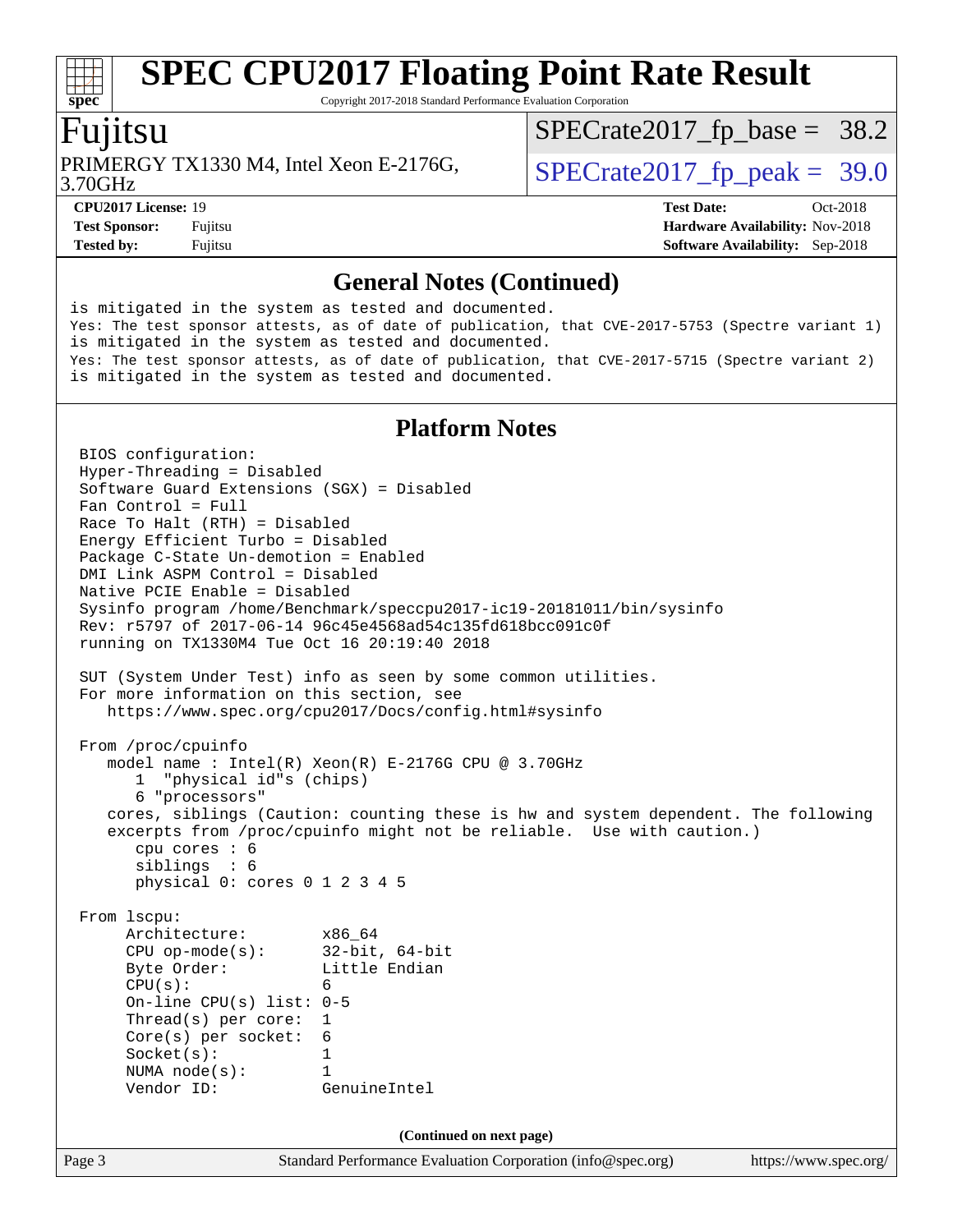## General Notes (Continued)

```
is mitigated in the system as tested and documented.
Yes: The test sponsor attests, as of date of publication, that CVE-2017-5753 (Spectre variant 1)
is mitigated in the system as tested and documented.
Yes: The test sponsor attests, as of date of publication, that CVE-2017-5715 (Spectre variant 2)
is mitigated in the system as tested and documented.
```

## Platform Notes

```
BIOS configuration:
Hyper-Threading = Disabled
Software Guard Extensions (SGX) = Disabled
Fan Control = Full
Race To Halt (RTH) = Disabled
Energy Efficient Turbo = Disabled
Package C-State Un-demotion = Enabled
DMI Link ASPM Control = Disabled
Native PCIE Enable = Disabled
Sysinfo program /home/Benchmark/speccpu2017-ic19-20181011/bin/sysinfo
Rev: r5797 of 2017-06-14 96c45e4568ad54c135fd618bcc091c0f
running on TX1330M4 Tue Oct 16 20:19:40 2018

SUT (System Under Test) info as seen by some common utilities.
For more information on this section, see
   https://www.spec.org/cpu2017/Docs/config.html#sysinfo

From /proc/cpuinfo
   model name : Intel(R) Xeon(R) E-2176G CPU @ 3.70GHz
      1  "physical id"s (chips)
      6 "processors"
   cores, siblings (Caution: counting these is hw and system dependent. The following
   excerpts from /proc/cpuinfo might not be reliable.  Use with caution.)
      cpu cores : 6
      siblings  : 6
      physical 0: cores 0 1 2 3 4 5

From lscpu:
     Architecture:          x86_64
     CPU op-mode(s):        32-bit, 64-bit
     Byte Order:            Little Endian
     CPU(s):                6
     On-line CPU(s) list: 0-5
     Thread(s) per core:  1
     Core(s) per socket:  6
     Socket(s):             1
     NUMA node(s):          1
     Vendor ID:             GenuineIntel
```

(Continued on next page)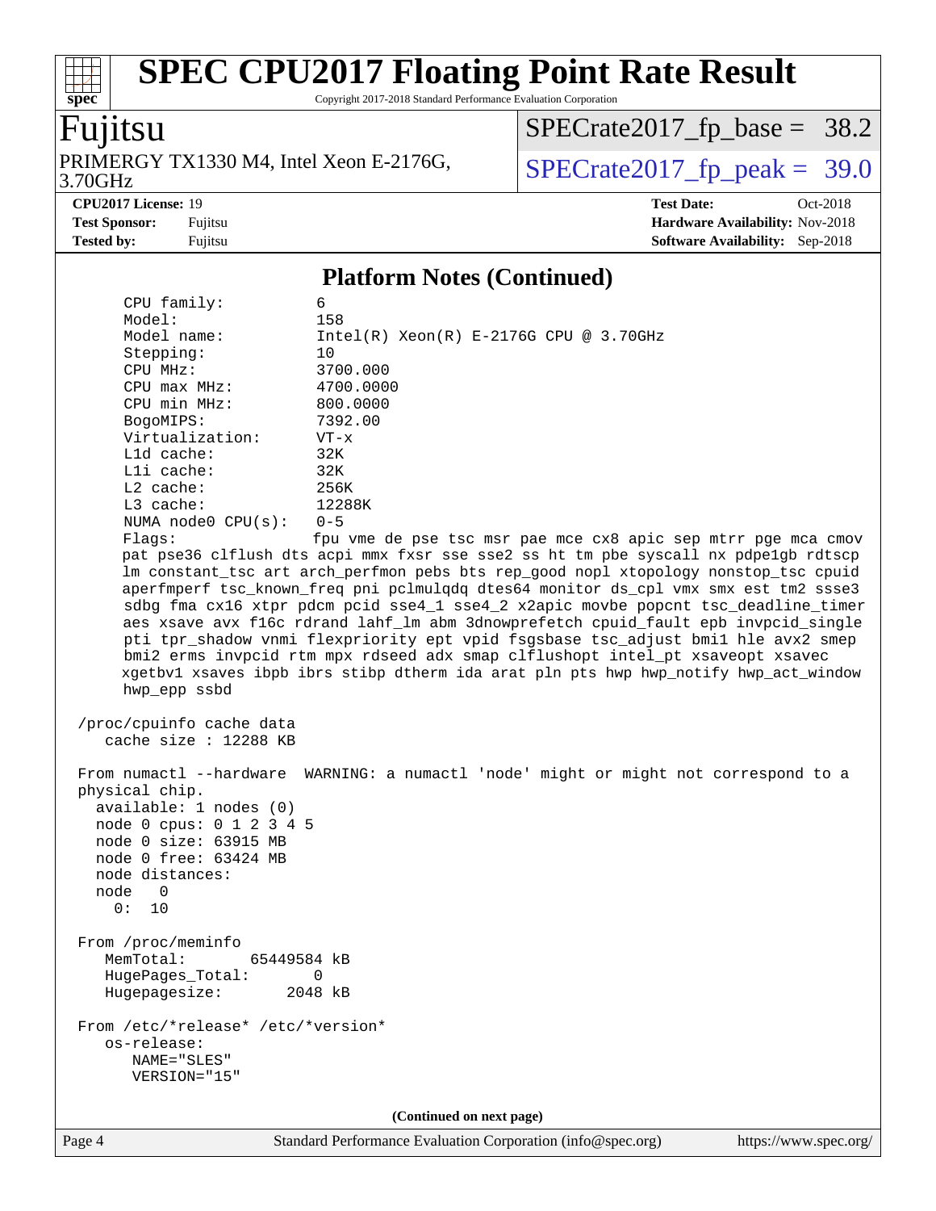# SPEC CPU2017 Floating Point Rate Result

Copyright 2017-2018 Standard Performance Evaluation Corporation

**Fujitsu**

PRIMERGY TX1330 M4, Intel Xeon E-2176G, 3.70GHz

SPECrate2017_fp_base = 38.2

SPECrate2017_fp_peak = 39.0

**CPU2017 License:** 19
**Test Sponsor:** Fujitsu
**Tested by:** Fujitsu

**Test Date:** Oct-2018
**Hardware Availability:** Nov-2018
**Software Availability:** Sep-2018

## Platform Notes (Continued)

```
     CPU family:          6
     Model:               158
     Model name:          Intel(R) Xeon(R) E-2176G CPU @ 3.70GHz
     Stepping:            10
     CPU MHz:             3700.000
     CPU max MHz:         4700.0000
     CPU min MHz:         800.0000
     BogoMIPS:            7392.00
     Virtualization:      VT-x
     L1d cache:           32K
     L1i cache:           32K
     L2 cache:            256K
     L3 cache:            12288K
     NUMA node0 CPU(s):   0-5
     Flags:               fpu vme de pse tsc msr pae mce cx8 apic sep mtrr pge mca cmov
     pat pse36 clflush dts acpi mmx fxsr sse sse2 ss ht tm pbe syscall nx pdpe1gb rdtscp
     lm constant_tsc art arch_perfmon pebs bts rep_good nopl xtopology nonstop_tsc cpuid
     aperfmperf tsc_known_freq pni pclmulqdq dtes64 monitor ds_cpl vmx smx est tm2 ssse3
     sdbg fma cx16 xtpr pdcm pcid sse4_1 sse4_2 x2apic movbe popcnt tsc_deadline_timer
     aes xsave avx f16c rdrand lahf_lm abm 3dnowprefetch cpuid_fault epb invpcid_single
     pti tpr_shadow vnmi flexpriority ept vpid fsgsbase tsc_adjust bmi1 hle avx2 smep
     bmi2 erms invpcid rtm mpx rdseed adx smap clflushopt intel_pt xsaveopt xsavec
     xgetbv1 xsaves ibpb ibrs stibp dtherm ida arat pln pts hwp hwp_notify hwp_act_window
     hwp_epp ssbd

 /proc/cpuinfo cache data
    cache size : 12288 KB

 From numactl --hardware  WARNING: a numactl 'node' might or might not correspond to a
 physical chip.
   available: 1 nodes (0)
   node 0 cpus: 0 1 2 3 4 5
   node 0 size: 63915 MB
   node 0 free: 63424 MB
   node distances:
   node   0
     0:  10

 From /proc/meminfo
    MemTotal:       65449584 kB
    HugePages_Total:       0
    Hugepagesize:       2048 kB

 From /etc/*release* /etc/*version*
    os-release:
       NAME="SLES"
       VERSION="15"
```

(Continued on next page)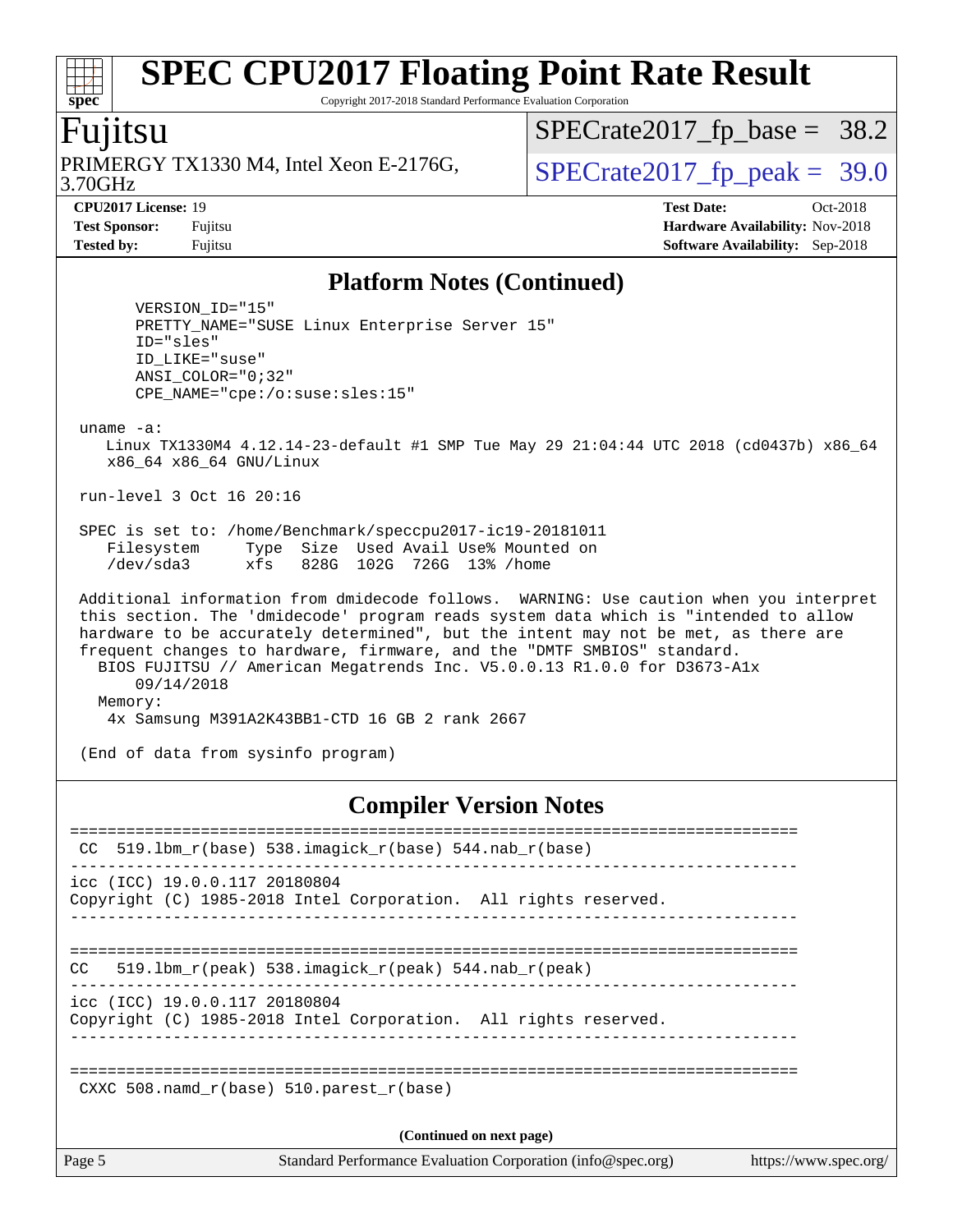## Platform Notes (Continued)

```
       VERSION_ID="15"
       PRETTY_NAME="SUSE Linux Enterprise Server 15"
       ID="sles"
       ID_LIKE="suse"
       ANSI_COLOR="0;32"
       CPE_NAME="cpe:/o:suse:sles:15"

 uname -a:
    Linux TX1330M4 4.12.14-23-default #1 SMP Tue May 29 21:04:44 UTC 2018 (cd0437b) x86_64
    x86_64 x86_64 GNU/Linux

 run-level 3 Oct 16 20:16

 SPEC is set to: /home/Benchmark/speccpu2017-ic19-20181011
    Filesystem     Type  Size  Used Avail Use% Mounted on
    /dev/sda3      xfs   828G  102G  726G  13% /home

 Additional information from dmidecode follows.  WARNING: Use caution when you interpret
 this section. The 'dmidecode' program reads system data which is "intended to allow
 hardware to be accurately determined", but the intent may not be met, as there are
 frequent changes to hardware, firmware, and the "DMTF SMBIOS" standard.
   BIOS FUJITSU // American Megatrends Inc. V5.0.0.13 R1.0.0 for D3673-A1x
       09/14/2018
   Memory:
    4x Samsung M391A2K43BB1-CTD 16 GB 2 rank 2667

 (End of data from sysinfo program)
```

## Compiler Version Notes

```
==============================================================================
 CC  519.lbm_r(base) 538.imagick_r(base) 544.nab_r(base)
------------------------------------------------------------------------------
icc (ICC) 19.0.0.117 20180804
Copyright (C) 1985-2018 Intel Corporation.  All rights reserved.
------------------------------------------------------------------------------

==============================================================================
CC   519.lbm_r(peak) 538.imagick_r(peak) 544.nab_r(peak)
------------------------------------------------------------------------------
icc (ICC) 19.0.0.117 20180804
Copyright (C) 1985-2018 Intel Corporation.  All rights reserved.
------------------------------------------------------------------------------

==============================================================================
 CXXC 508.namd_r(base) 510.parest_r(base)
```

(Continued on next page)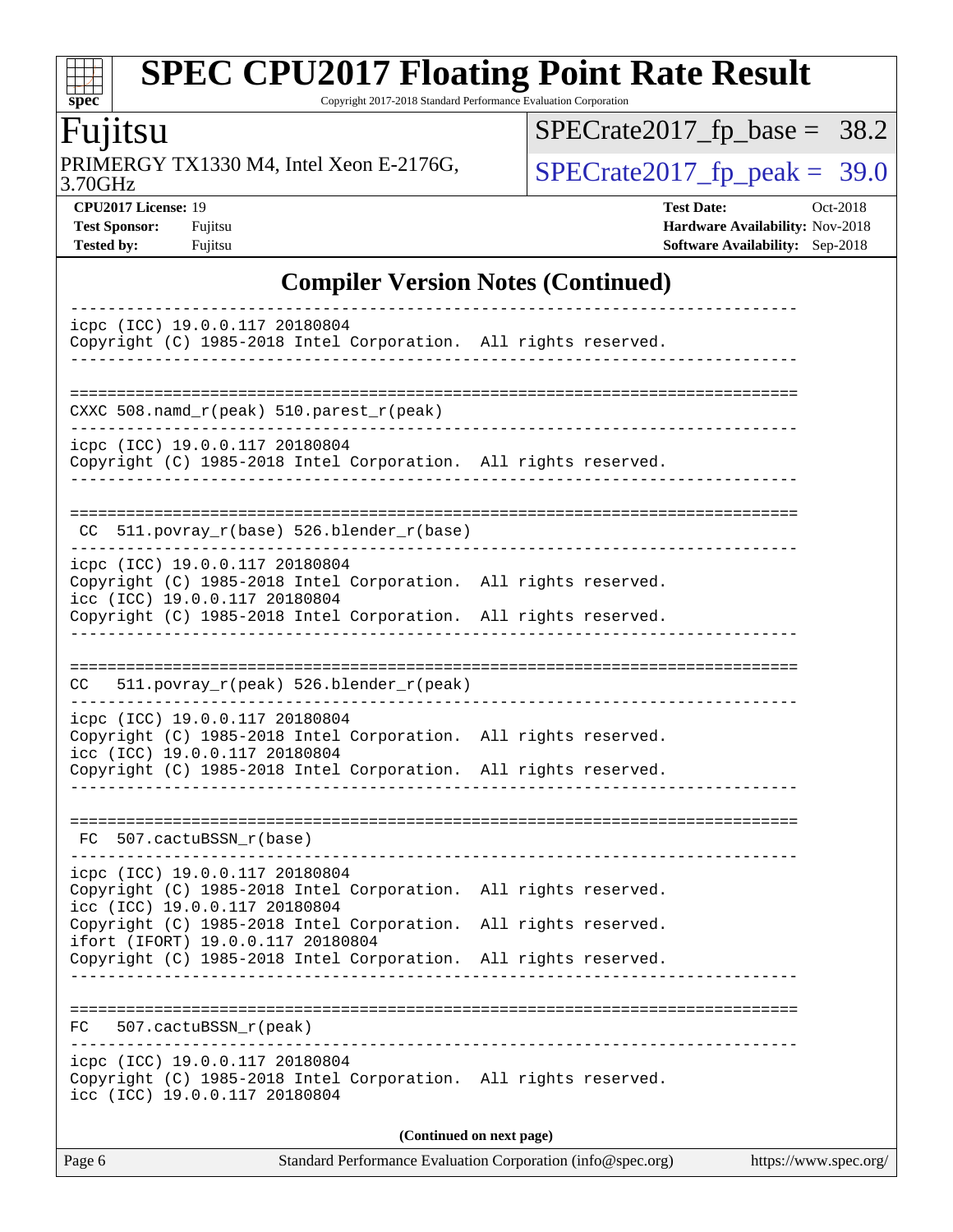## Compiler Version Notes (Continued)

```
------------------------------------------------------------------------------
icpc (ICC) 19.0.0.117 20180804
Copyright (C) 1985-2018 Intel Corporation.  All rights reserved.
------------------------------------------------------------------------------

==============================================================================
CXXC 508.namd_r(peak) 510.parest_r(peak)
------------------------------------------------------------------------------
icpc (ICC) 19.0.0.117 20180804
Copyright (C) 1985-2018 Intel Corporation.  All rights reserved.
------------------------------------------------------------------------------

==============================================================================
 CC  511.povray_r(base) 526.blender_r(base)
------------------------------------------------------------------------------
icpc (ICC) 19.0.0.117 20180804
Copyright (C) 1985-2018 Intel Corporation.  All rights reserved.
icc (ICC) 19.0.0.117 20180804
Copyright (C) 1985-2018 Intel Corporation.  All rights reserved.
------------------------------------------------------------------------------

==============================================================================
CC   511.povray_r(peak) 526.blender_r(peak)
------------------------------------------------------------------------------
icpc (ICC) 19.0.0.117 20180804
Copyright (C) 1985-2018 Intel Corporation.  All rights reserved.
icc (ICC) 19.0.0.117 20180804
Copyright (C) 1985-2018 Intel Corporation.  All rights reserved.
------------------------------------------------------------------------------

==============================================================================
 FC  507.cactuBSSN_r(base)
------------------------------------------------------------------------------
icpc (ICC) 19.0.0.117 20180804
Copyright (C) 1985-2018 Intel Corporation.  All rights reserved.
icc (ICC) 19.0.0.117 20180804
Copyright (C) 1985-2018 Intel Corporation.  All rights reserved.
ifort (IFORT) 19.0.0.117 20180804
Copyright (C) 1985-2018 Intel Corporation.  All rights reserved.
------------------------------------------------------------------------------

==============================================================================
FC   507.cactuBSSN_r(peak)
------------------------------------------------------------------------------
icpc (ICC) 19.0.0.117 20180804
Copyright (C) 1985-2018 Intel Corporation.  All rights reserved.
icc (ICC) 19.0.0.117 20180804
```

**(Continued on next page)**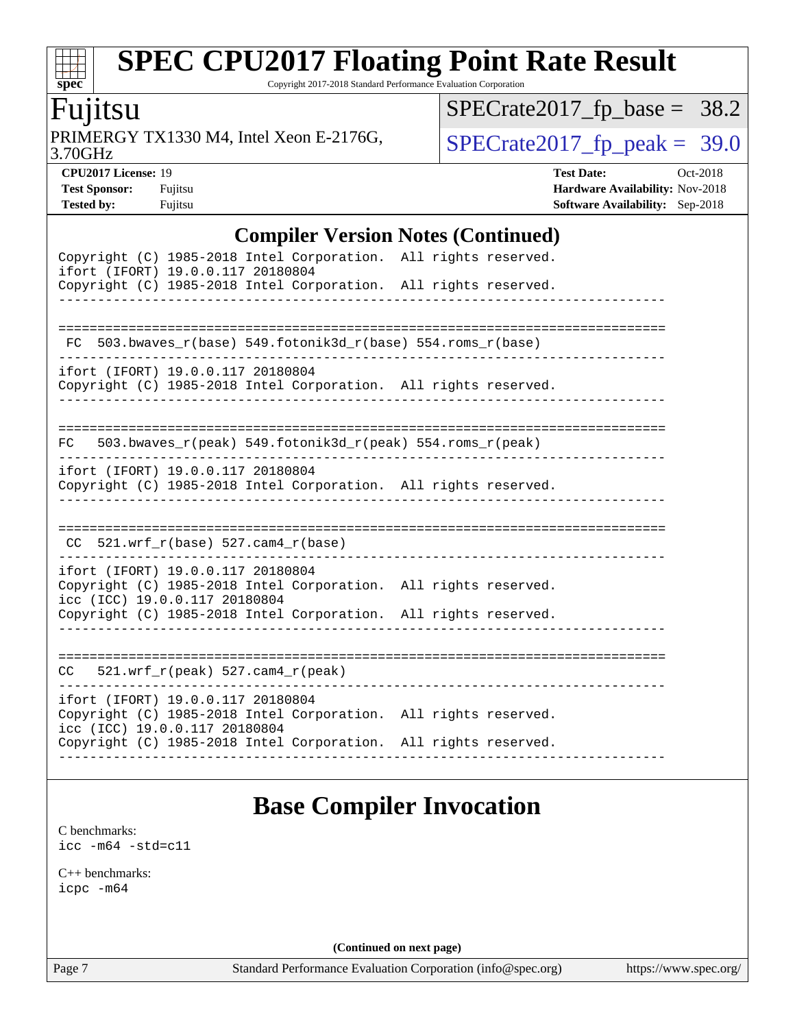## Compiler Version Notes (Continued)

```
Copyright (C) 1985-2018 Intel Corporation.  All rights reserved.
ifort (IFORT) 19.0.0.117 20180804
Copyright (C) 1985-2018 Intel Corporation.  All rights reserved.
------------------------------------------------------------------------------

==============================================================================
 FC  503.bwaves_r(base) 549.fotonik3d_r(base) 554.roms_r(base)
------------------------------------------------------------------------------
ifort (IFORT) 19.0.0.117 20180804
Copyright (C) 1985-2018 Intel Corporation.  All rights reserved.
------------------------------------------------------------------------------

==============================================================================
FC   503.bwaves_r(peak) 549.fotonik3d_r(peak) 554.roms_r(peak)
------------------------------------------------------------------------------
ifort (IFORT) 19.0.0.117 20180804
Copyright (C) 1985-2018 Intel Corporation.  All rights reserved.
------------------------------------------------------------------------------

==============================================================================
 CC  521.wrf_r(base) 527.cam4_r(base)
------------------------------------------------------------------------------
ifort (IFORT) 19.0.0.117 20180804
Copyright (C) 1985-2018 Intel Corporation.  All rights reserved.
icc (ICC) 19.0.0.117 20180804
Copyright (C) 1985-2018 Intel Corporation.  All rights reserved.
------------------------------------------------------------------------------

==============================================================================
CC   521.wrf_r(peak) 527.cam4_r(peak)
------------------------------------------------------------------------------
ifort (IFORT) 19.0.0.117 20180804
Copyright (C) 1985-2018 Intel Corporation.  All rights reserved.
icc (ICC) 19.0.0.117 20180804
Copyright (C) 1985-2018 Intel Corporation.  All rights reserved.
------------------------------------------------------------------------------
```

## Base Compiler Invocation

C benchmarks:
icc -m64 -std=c11

C++ benchmarks:
icpc -m64

(Continued on next page)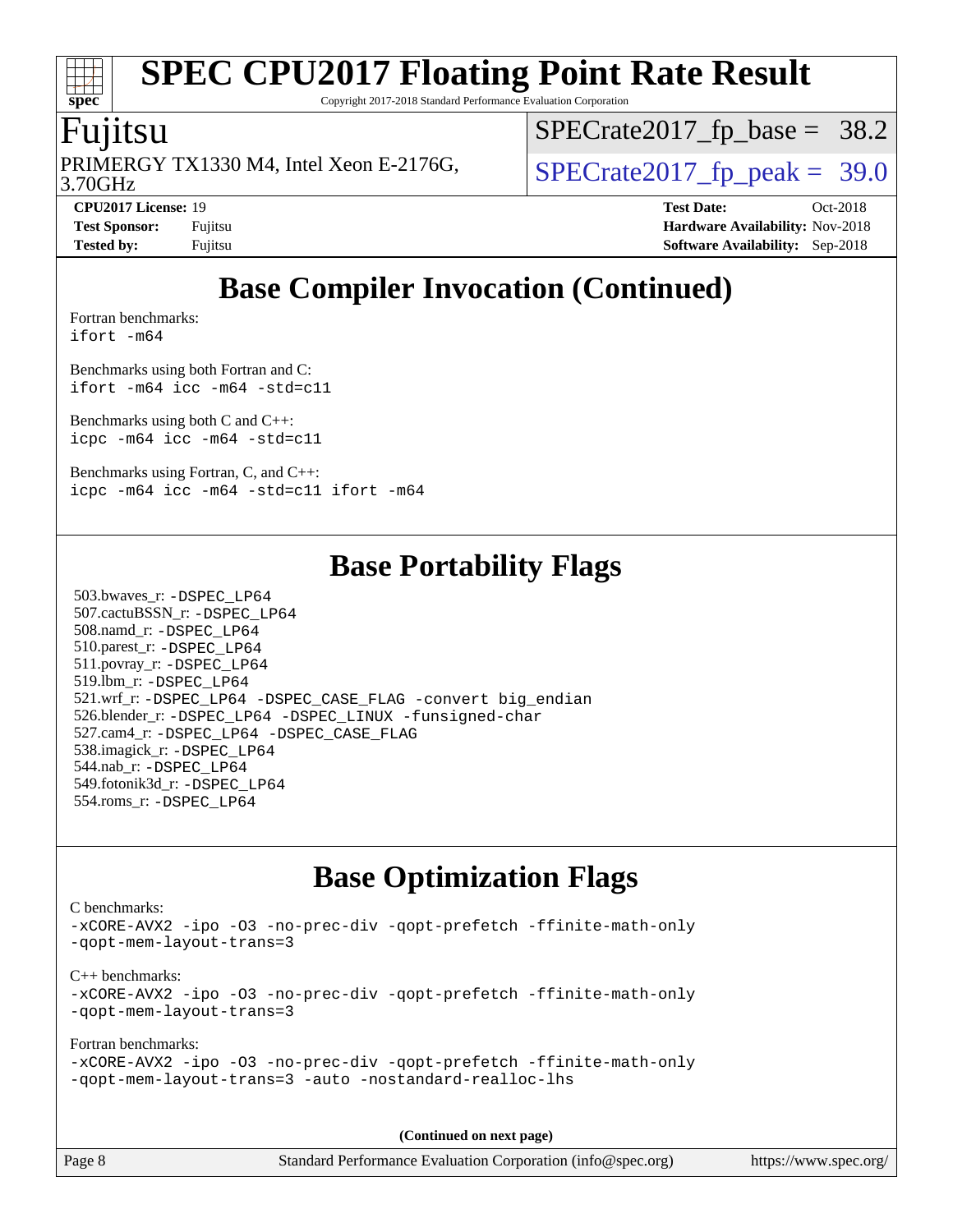# Base Compiler Invocation (Continued)

Fortran benchmarks:
`ifort -m64`

Benchmarks using both Fortran and C:
`ifort -m64 icc -m64 -std=c11`

Benchmarks using both C and C++:
`icpc -m64 icc -m64 -std=c11`

Benchmarks using Fortran, C, and C++:
`icpc -m64 icc -m64 -std=c11 ifort -m64`

# Base Portability Flags

503.bwaves_r: `-DSPEC_LP64`
507.cactuBSSN_r: `-DSPEC_LP64`
508.namd_r: `-DSPEC_LP64`
510.parest_r: `-DSPEC_LP64`
511.povray_r: `-DSPEC_LP64`
519.lbm_r: `-DSPEC_LP64`
521.wrf_r: `-DSPEC_LP64 -DSPEC_CASE_FLAG -convert big_endian`
526.blender_r: `-DSPEC_LP64 -DSPEC_LINUX -funsigned-char`
527.cam4_r: `-DSPEC_LP64 -DSPEC_CASE_FLAG`
538.imagick_r: `-DSPEC_LP64`
544.nab_r: `-DSPEC_LP64`
549.fotonik3d_r: `-DSPEC_LP64`
554.roms_r: `-DSPEC_LP64`

# Base Optimization Flags

C benchmarks:
`-xCORE-AVX2 -ipo -O3 -no-prec-div -qopt-prefetch -ffinite-math-only -qopt-mem-layout-trans=3`

C++ benchmarks:
`-xCORE-AVX2 -ipo -O3 -no-prec-div -qopt-prefetch -ffinite-math-only -qopt-mem-layout-trans=3`

Fortran benchmarks:
`-xCORE-AVX2 -ipo -O3 -no-prec-div -qopt-prefetch -ffinite-math-only -qopt-mem-layout-trans=3 -auto -nostandard-realloc-lhs`

**(Continued on next page)**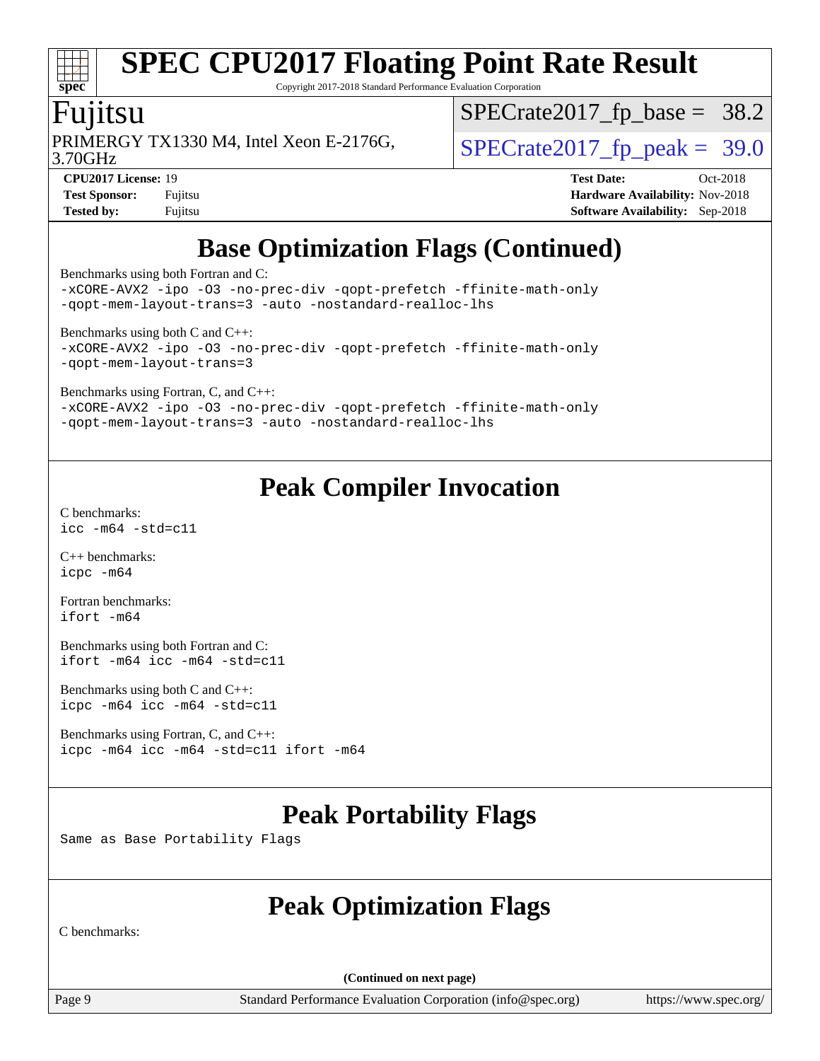# Base Optimization Flags (Continued)

Benchmarks using both Fortran and C:
```
-xCORE-AVX2 -ipo -O3 -no-prec-div -qopt-prefetch -ffinite-math-only
-qopt-mem-layout-trans=3 -auto -nostandard-realloc-lhs
```

Benchmarks using both C and C++:
```
-xCORE-AVX2 -ipo -O3 -no-prec-div -qopt-prefetch -ffinite-math-only
-qopt-mem-layout-trans=3
```

Benchmarks using Fortran, C, and C++:
```
-xCORE-AVX2 -ipo -O3 -no-prec-div -qopt-prefetch -ffinite-math-only
-qopt-mem-layout-trans=3 -auto -nostandard-realloc-lhs
```

# Peak Compiler Invocation

C benchmarks:
```
icc -m64 -std=c11
```

C++ benchmarks:
```
icpc -m64
```

Fortran benchmarks:
```
ifort -m64
```

Benchmarks using both Fortran and C:
```
ifort -m64 icc -m64 -std=c11
```

Benchmarks using both C and C++:
```
icpc -m64 icc -m64 -std=c11
```

Benchmarks using Fortran, C, and C++:
```
icpc -m64 icc -m64 -std=c11 ifort -m64
```

# Peak Portability Flags

Same as Base Portability Flags

# Peak Optimization Flags

C benchmarks:

**(Continued on next page)**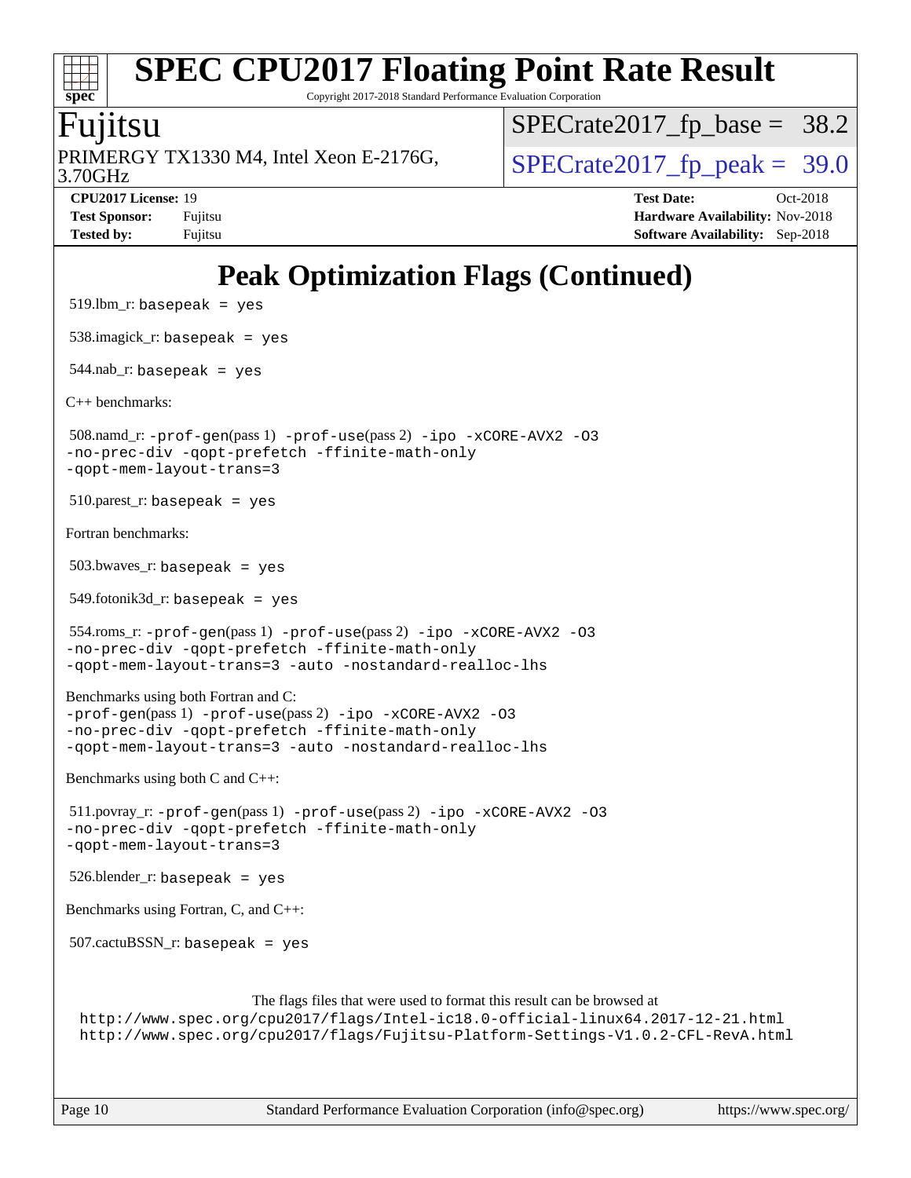# Peak Optimization Flags (Continued)

519.lbm_r: `basepeak = yes`

538.imagick_r: `basepeak = yes`

544.nab_r: `basepeak = yes`

C++ benchmarks:

508.namd_r: `-prof-gen`(pass 1) `-prof-use`(pass 2) `-ipo -xCORE-AVX2 -O3 -no-prec-div -qopt-prefetch -ffinite-math-only -qopt-mem-layout-trans=3`

510.parest_r: `basepeak = yes`

Fortran benchmarks:

503.bwaves_r: `basepeak = yes`

549.fotonik3d_r: `basepeak = yes`

554.roms_r: `-prof-gen`(pass 1) `-prof-use`(pass 2) `-ipo -xCORE-AVX2 -O3 -no-prec-div -qopt-prefetch -ffinite-math-only -qopt-mem-layout-trans=3 -auto -nostandard-realloc-lhs`

Benchmarks using both Fortran and C:
`-prof-gen`(pass 1) `-prof-use`(pass 2) `-ipo -xCORE-AVX2 -O3 -no-prec-div -qopt-prefetch -ffinite-math-only -qopt-mem-layout-trans=3 -auto -nostandard-realloc-lhs`

Benchmarks using both C and C++:

511.povray_r: `-prof-gen`(pass 1) `-prof-use`(pass 2) `-ipo -xCORE-AVX2 -O3 -no-prec-div -qopt-prefetch -ffinite-math-only -qopt-mem-layout-trans=3`

526.blender_r: `basepeak = yes`

Benchmarks using Fortran, C, and C++:

507.cactuBSSN_r: `basepeak = yes`

The flags files that were used to format this result can be browsed at
http://www.spec.org/cpu2017/flags/Intel-ic18.0-official-linux64.2017-12-21.html
http://www.spec.org/cpu2017/flags/Fujitsu-Platform-Settings-V1.0.2-CFL-RevA.html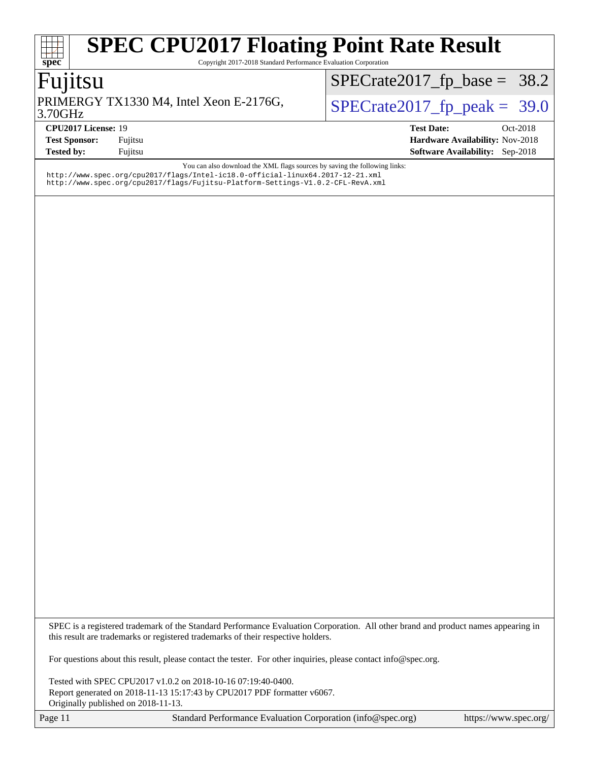You can also download the XML flags sources by saving the following links:

```
http://www.spec.org/cpu2017/flags/Intel-ic18.0-official-linux64.2017-12-21.xml
http://www.spec.org/cpu2017/flags/Fujitsu-Platform-Settings-V1.0.2-CFL-RevA.xml
```

SPEC is a registered trademark of the Standard Performance Evaluation Corporation. All other brand and product names appearing in this result are trademarks or registered trademarks of their respective holders.

For questions about this result, please contact the tester. For other inquiries, please contact info@spec.org.

Tested with SPEC CPU2017 v1.0.2 on 2018-10-16 07:19:40-0400.
Report generated on 2018-11-13 15:17:43 by CPU2017 PDF formatter v6067.
Originally published on 2018-11-13.